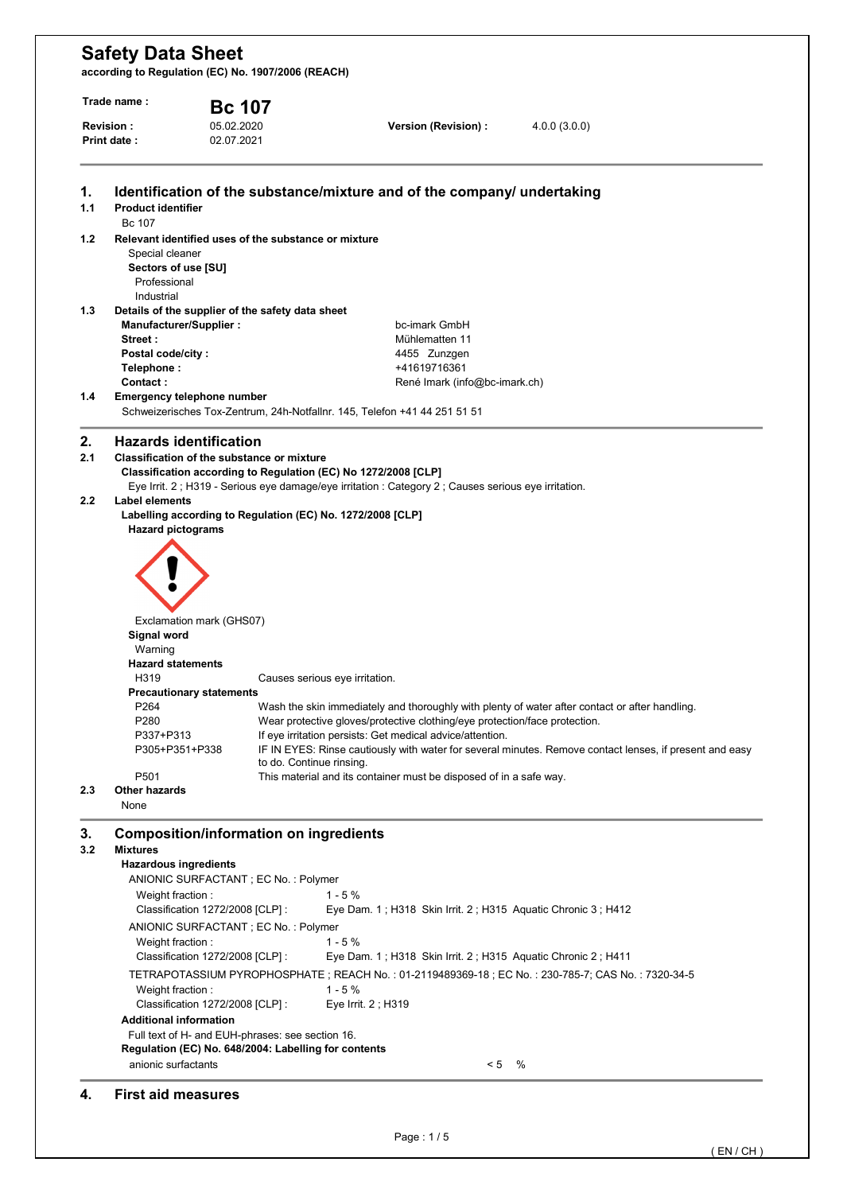# Safety Data Sheet

**according to Regulation (EC) No. 1907/2006 (REACH)**

**Trade name :** **Bc 107**

**Revision :** 05.02.2020 **Version (Revision) :** 4.0.0 (3.0.0)

**Print date :** 02.07.2021

## 1. Identification of the substance/mixture and of the company/ undertaking

### 1.1 Product identifier

Bc 107

### 1.2 Relevant identified uses of the substance or mixture

Special cleaner

**Sectors of use [SU]**

Professional

Industrial

### 1.3 Details of the supplier of the safety data sheet

**Manufacturer/Supplier :** bc-imark GmbH

**Street :** Mühlematten 11

**Postal code/city :** 4455 Zunzgen

**Telephone :** +41619716361

**Contact :** René Imark (info@bc-imark.ch)

### 1.4 Emergency telephone number

Schweizerisches Tox-Zentrum, 24h-Notfallnr. 145, Telefon +41 44 251 51 51

## 2. Hazards identification

### 2.1 Classification of the substance or mixture

**Classification according to Regulation (EC) No 1272/2008 [CLP]**

Eye Irrit. 2 ; H319 - Serious eye damage/eye irritation : Category 2 ; Causes serious eye irritation.

### 2.2 Label elements

**Labelling according to Regulation (EC) No. 1272/2008 [CLP]**

**Hazard pictograms**

Exclamation mark (GHS07)

**Signal word**

Warning

**Hazard statements**

| | |
|---|---|
| H319 | Causes serious eye irritation. |

**Precautionary statements**

| | |
|---|---|
| P264 | Wash the skin immediately and thoroughly with plenty of water after contact or after handling. |
| P280 | Wear protective gloves/protective clothing/eye protection/face protection. |
| P337+P313 | If eye irritation persists: Get medical advice/attention. |
| P305+P351+P338 | IF IN EYES: Rinse cautiously with water for several minutes. Remove contact lenses, if present and easy to do. Continue rinsing. |
| P501 | This material and its container must be disposed of in a safe way. |

### 2.3 Other hazards

None

## 3. Composition/information on ingredients

### 3.2 Mixtures

**Hazardous ingredients**

ANIONIC SURFACTANT ; EC No. : Polymer

Weight fraction : 1 - 5 %

Classification 1272/2008 [CLP] : Eye Dam. 1 ; H318 Skin Irrit. 2 ; H315 Aquatic Chronic 3 ; H412

ANIONIC SURFACTANT ; EC No. : Polymer

Weight fraction : 1 - 5 %

Classification 1272/2008 [CLP] : Eye Dam. 1 ; H318 Skin Irrit. 2 ; H315 Aquatic Chronic 2 ; H411

TETRAPOTASSIUM PYROPHOSPHATE ; REACH No. : 01-2119489369-18 ; EC No. : 230-785-7; CAS No. : 7320-34-5

Weight fraction : 1 - 5 %

Classification 1272/2008 [CLP] : Eye Irrit. 2 ; H319

**Additional information**

Full text of H- and EUH-phrases: see section 16.

**Regulation (EC) No. 648/2004: Labelling for contents**

anionic surfactants < 5 %

## 4. First aid measures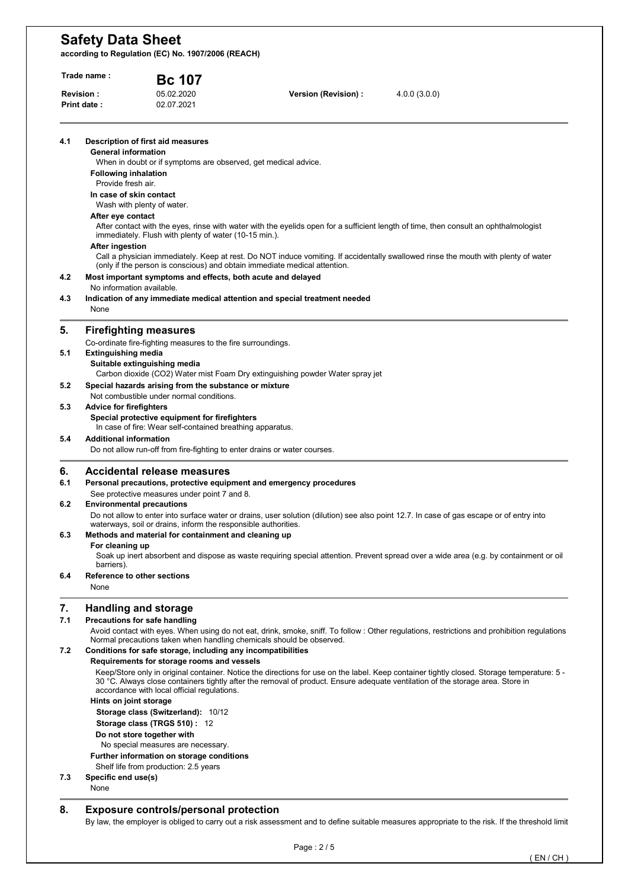**4.1 Description of first aid measures**

**General information**

When in doubt or if symptoms are observed, get medical advice.

**Following inhalation**

Provide fresh air.

**In case of skin contact**

Wash with plenty of water.

**After eye contact**

After contact with the eyes, rinse with water with the eyelids open for a sufficient length of time, then consult an ophthalmologist immediately. Flush with plenty of water (10-15 min.).

**After ingestion**

Call a physician immediately. Keep at rest. Do NOT induce vomiting. If accidentally swallowed rinse the mouth with plenty of water (only if the person is conscious) and obtain immediate medical attention.

**4.2 Most important symptoms and effects, both acute and delayed**

No information available.

**4.3 Indication of any immediate medical attention and special treatment needed**

None

## 5. Firefighting measures

Co-ordinate fire-fighting measures to the fire surroundings.

**5.1 Extinguishing media**

**Suitable extinguishing media**

Carbon dioxide ($CO_2$) Water mist Foam Dry extinguishing powder Water spray jet

**5.2 Special hazards arising from the substance or mixture**

Not combustible under normal conditions.

**5.3 Advice for firefighters**

**Special protective equipment for firefighters**

In case of fire: Wear self-contained breathing apparatus.

**5.4 Additional information**

Do not allow run-off from fire-fighting to enter drains or water courses.

## 6. Accidental release measures

**6.1 Personal precautions, protective equipment and emergency procedures**

See protective measures under point 7 and 8.

**6.2 Environmental precautions**

Do not allow to enter into surface water or drains, user solution (dilution) see also point 12.7. In case of gas escape or of entry into waterways, soil or drains, inform the responsible authorities.

**6.3 Methods and material for containment and cleaning up**

**For cleaning up**

Soak up inert absorbent and dispose as waste requiring special attention. Prevent spread over a wide area (e.g. by containment or oil barriers).

**6.4 Reference to other sections**

None

## 7. Handling and storage

**7.1 Precautions for safe handling**

Avoid contact with eyes. When using do not eat, drink, smoke, sniff. To follow : Other regulations, restrictions and prohibition regulations Normal precautions taken when handling chemicals should be observed.

**7.2 Conditions for safe storage, including any incompatibilities**

**Requirements for storage rooms and vessels**

Keep/Store only in original container. Notice the directions for use on the label. Keep container tightly closed. Storage temperature: 5 - 30 °C. Always close containers tightly after the removal of product. Ensure adequate ventilation of the storage area. Store in accordance with local official regulations.

**Hints on joint storage**

**Storage class (Switzerland):** 10/12

**Storage class (TRGS 510) :** 12

**Do not store together with**

No special measures are necessary.

**Further information on storage conditions**

Shelf life from production: 2.5 years

**7.3 Specific end use(s)**

None

## 8. Exposure controls/personal protection

By law, the employer is obliged to carry out a risk assessment and to define suitable measures appropriate to the risk. If the threshold limit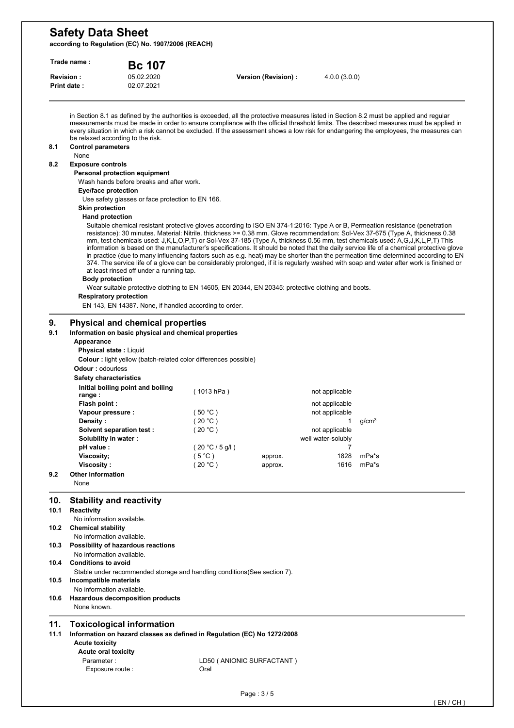in Section 8.1 as defined by the authorities is exceeded, all the protective measures listed in Section 8.2 must be applied and regular measurements must be made in order to ensure compliance with the official threshold limits. The described measures must be applied in every situation in which a risk cannot be excluded. If the assessment shows a low risk for endangering the employees, the measures can be relaxed according to the risk.

**8.1 Control parameters**

None

**8.2 Exposure controls**

**Personal protection equipment**

Wash hands before breaks and after work.

**Eye/face protection**

Use safety glasses or face protection to EN 166.

**Skin protection**

**Hand protection**

Suitable chemical resistant protective gloves according to ISO EN 374-1:2016: Type A or B, Permeation resistance (penetration resistance): 30 minutes. Material: Nitrile. thickness >= 0.38 mm. Glove recommendation: Sol-Vex 37-675 (Type A, thickness 0.38 mm, test chemicals used: J,K,L,O,P,T) or Sol-Vex 37-185 (Type A, thickness 0.56 mm, test chemicals used: A,G,J,K,L,P,T) This information is based on the manufacturer's specifications. It should be noted that the daily service life of a chemical protective glove in practice (due to many influencing factors such as e.g. heat) may be shorter than the permeation time determined according to EN 374. The service life of a glove can be considerably prolonged, if it is regularly washed with soap and water after work is finished or at least rinsed off under a running tap.

**Body protection**

Wear suitable protective clothing to EN 14605, EN 20344, EN 20345: protective clothing and boots.

**Respiratory protection**

EN 143, EN 14387. None, if handled according to order.

## 9. Physical and chemical properties

**9.1 Information on basic physical and chemical properties**

**Appearance**

**Physical state :** Liquid

**Colour :** light yellow (batch-related color differences possible)

**Odour :** odourless

**Safety characteristics**

| Property | Condition | | Value | Unit |
|---|---|---|---|---|
| Initial boiling point and boiling range : | ( 1013 hPa ) | | not applicable | |
| Flash point : | | | not applicable | |
| Vapour pressure : | ( 50 °C ) | | not applicable | |
| Density : | ( 20 °C ) | | 1 | g/cm³ |
| Solvent separation test : | ( 20 °C ) | | not applicable | |
| Solubility in water : | | | well water-solubly | |
| pH value : | ( 20 °C / 5 g/l ) | | 7 | |
| Viscosity; | ( 5 °C ) | approx. | 1828 | mPa*s |
| Viscosity : | ( 20 °C ) | approx. | 1616 | mPa*s |

**9.2 Other information**

None

## 10. Stability and reactivity

**10.1 Reactivity**

No information available.

**10.2 Chemical stability**

No information available.

**10.3 Possibility of hazardous reactions**

No information available.

**10.4 Conditions to avoid**

Stable under recommended storage and handling conditions(See section 7).

**10.5 Incompatible materials**

No information available.

**10.6 Hazardous decomposition products**

None known.

## 11. Toxicological information

**11.1 Information on hazard classes as defined in Regulation (EC) No 1272/2008**

**Acute toxicity**

**Acute oral toxicity**

Parameter : LD50 ( ANIONIC SURFACTANT )

Exposure route : Oral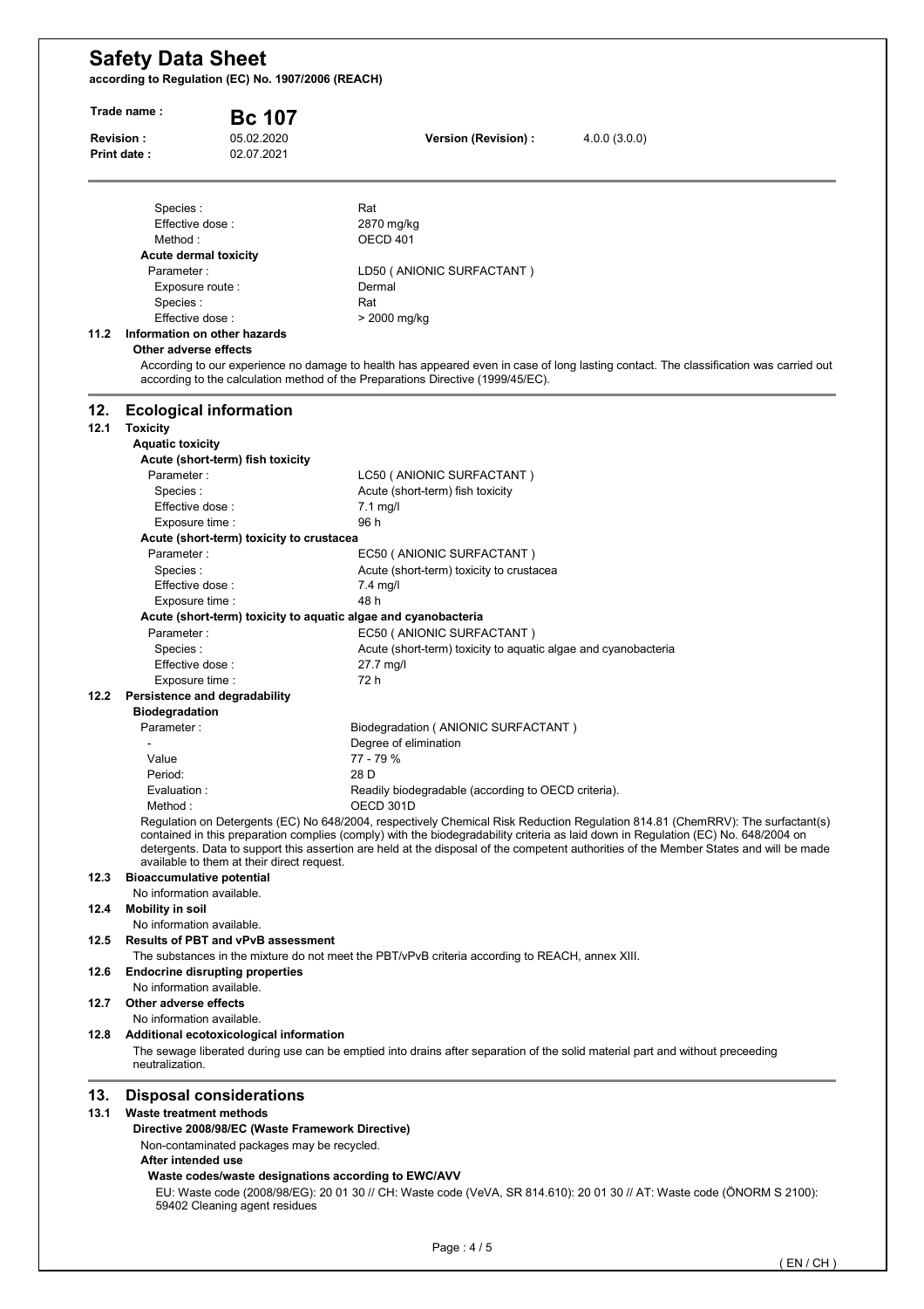| | |
|---|---|
| Species : | Rat |
| Effective dose : | 2870 mg/kg |
| Method : | OECD 401 |

**Acute dermal toxicity**

| | |
|---|---|
| Parameter : | LD50 ( ANIONIC SURFACTANT ) |
| Exposure route : | Dermal |
| Species : | Rat |
| Effective dose : | > 2000 mg/kg |

### 11.2 Information on other hazards

**Other adverse effects**

According to our experience no damage to health has appeared even in case of long lasting contact. The classification was carried out according to the calculation method of the Preparations Directive (1999/45/EC).

## 12. Ecological information

### 12.1 Toxicity

**Aquatic toxicity**

**Acute (short-term) fish toxicity**

| | |
|---|---|
| Parameter : | LC50 ( ANIONIC SURFACTANT ) |
| Species : | Acute (short-term) fish toxicity |
| Effective dose : | 7.1 mg/l |
| Exposure time : | 96 h |

**Acute (short-term) toxicity to crustacea**

| | |
|---|---|
| Parameter : | EC50 ( ANIONIC SURFACTANT ) |
| Species : | Acute (short-term) toxicity to crustacea |
| Effective dose : | 7.4 mg/l |
| Exposure time : | 48 h |

**Acute (short-term) toxicity to aquatic algae and cyanobacteria**

| | |
|---|---|
| Parameter : | EC50 ( ANIONIC SURFACTANT ) |
| Species : | Acute (short-term) toxicity to aquatic algae and cyanobacteria |
| Effective dose : | 27.7 mg/l |
| Exposure time : | 72 h |

### 12.2 Persistence and degradability

**Biodegradation**

| | |
|---|---|
| Parameter : | Biodegradation ( ANIONIC SURFACTANT ) |
| - | Degree of elimination |
| Value | 77 - 79 % |
| Period: | 28 D |
| Evaluation : | Readily biodegradable (according to OECD criteria). |
| Method : | OECD 301D |

Regulation on Detergents (EC) No 648/2004, respectively Chemical Risk Reduction Regulation 814.81 (ChemRRV): The surfactant(s) contained in this preparation complies (comply) with the biodegradability criteria as laid down in Regulation (EC) No. 648/2004 on detergents. Data to support this assertion are held at the disposal of the competent authorities of the Member States and will be made available to them at their direct request.

### 12.3 Bioaccumulative potential

No information available.

### 12.4 Mobility in soil

No information available.

### 12.5 Results of PBT and vPvB assessment

The substances in the mixture do not meet the PBT/vPvB criteria according to REACH, annex XIII.

### 12.6 Endocrine disrupting properties

No information available.

### 12.7 Other adverse effects

No information available.

### 12.8 Additional ecotoxicological information

The sewage liberated during use can be emptied into drains after separation of the solid material part and without preceeding neutralization.

## 13. Disposal considerations

### 13.1 Waste treatment methods

**Directive 2008/98/EC (Waste Framework Directive)**

Non-contaminated packages may be recycled.

**After intended use**

**Waste codes/waste designations according to EWC/AVV**

EU: Waste code (2008/98/EG): 20 01 30 // CH: Waste code (VeVA, SR 814.610): 20 01 30 // AT: Waste code (ÖNORM S 2100): 59402 Cleaning agent residues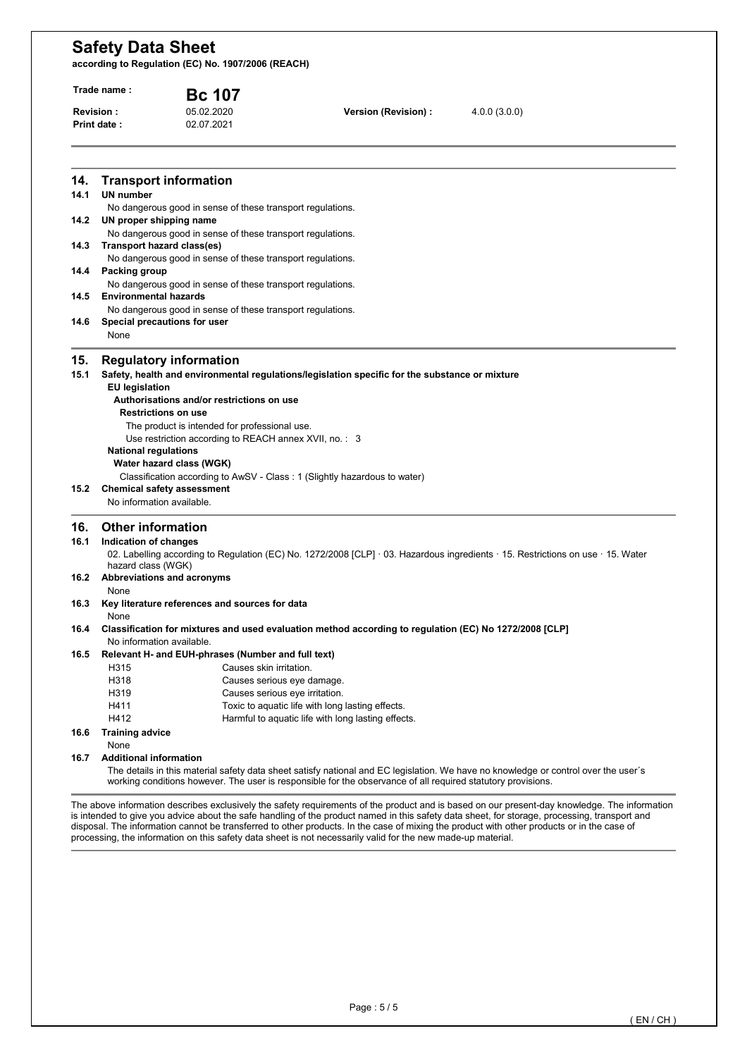## 14. Transport information

### 14.1 UN number

No dangerous good in sense of these transport regulations.

### 14.2 UN proper shipping name

No dangerous good in sense of these transport regulations.

### 14.3 Transport hazard class(es)

No dangerous good in sense of these transport regulations.

### 14.4 Packing group

No dangerous good in sense of these transport regulations.

### 14.5 Environmental hazards

No dangerous good in sense of these transport regulations.

### 14.6 Special precautions for user

None

## 15. Regulatory information

### 15.1 Safety, health and environmental regulations/legislation specific for the substance or mixture

**EU legislation**

**Authorisations and/or restrictions on use**

**Restrictions on use**

The product is intended for professional use.

Use restriction according to REACH annex XVII, no. : 3

**National regulations**

**Water hazard class (WGK)**

Classification according to AwSV - Class : 1 (Slightly hazardous to water)

### 15.2 Chemical safety assessment

No information available.

## 16. Other information

### 16.1 Indication of changes

02. Labelling according to Regulation (EC) No. 1272/2008 [CLP] · 03. Hazardous ingredients · 15. Restrictions on use · 15. Water hazard class (WGK)

### 16.2 Abbreviations and acronyms

None

### 16.3 Key literature references and sources for data

None

### 16.4 Classification for mixtures and used evaluation method according to regulation (EC) No 1272/2008 [CLP]

No information available.

### 16.5 Relevant H- and EUH-phrases (Number and full text)

| | |
|---|---|
| H315 | Causes skin irritation. |
| H318 | Causes serious eye damage. |
| H319 | Causes serious eye irritation. |
| H411 | Toxic to aquatic life with long lasting effects. |
| H412 | Harmful to aquatic life with long lasting effects. |

### 16.6 Training advice

None

### 16.7 Additional information

The details in this material safety data sheet satisfy national and EC legislation. We have no knowledge or control over the user´s working conditions however. The user is responsible for the observance of all required statutory provisions.

The above information describes exclusively the safety requirements of the product and is based on our present-day knowledge. The information is intended to give you advice about the safe handling of the product named in this safety data sheet, for storage, processing, transport and disposal. The information cannot be transferred to other products. In the case of mixing the product with other products or in the case of processing, the information on this safety data sheet is not necessarily valid for the new made-up material.